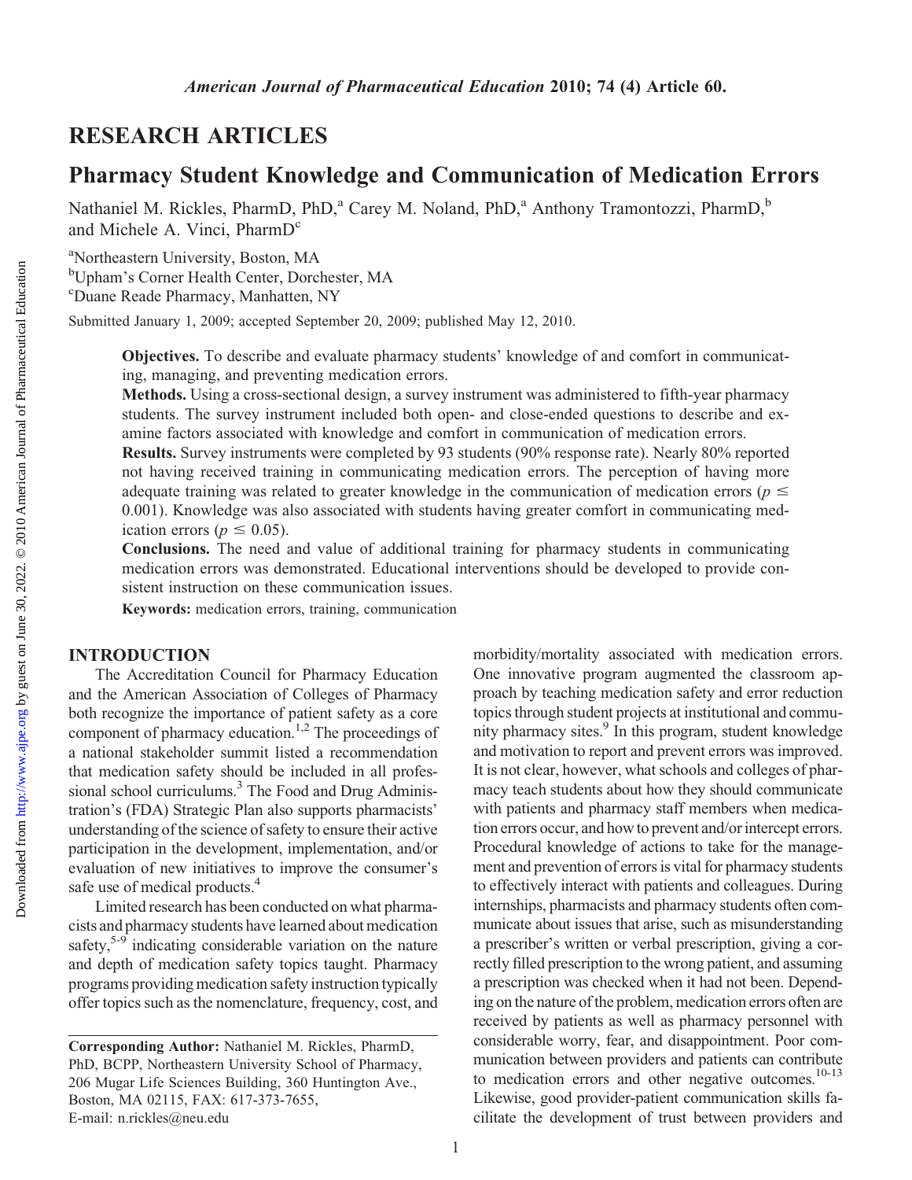## RESEARCH ARTICLES

# Pharmacy Student Knowledge and Communication of Medication Errors

Nathaniel M. Rickles, PharmD, PhD,[a] Carey M. Noland, PhD,[a] Anthony Tramontozzi, PharmD,[b] and Michele A. Vinci, PharmD[c]

[a]Northeastern University, Boston, MA

[b]Upham's Corner Health Center, Dorchester, MA

[c]Duane Reade Pharmacy, Manhatten, NY

Submitted January 1, 2009; accepted September 20, 2009; published May 12, 2010.

**Objectives.** To describe and evaluate pharmacy students' knowledge of and comfort in communicating, managing, and preventing medication errors.

**Methods.** Using a cross-sectional design, a survey instrument was administered to fifth-year pharmacy students. The survey instrument included both open- and close-ended questions to describe and examine factors associated with knowledge and comfort in communication of medication errors.

**Results.** Survey instruments were completed by 93 students (90% response rate). Nearly 80% reported not having received training in communicating medication errors. The perception of having more adequate training was related to greater knowledge in the communication of medication errors ($p \leq 0.001$). Knowledge was also associated with students having greater comfort in communicating medication errors ($p \leq 0.05$).

**Conclusions.** The need and value of additional training for pharmacy students in communicating medication errors was demonstrated. Educational interventions should be developed to provide consistent instruction on these communication issues.

**Keywords:** medication errors, training, communication

## INTRODUCTION

The Accreditation Council for Pharmacy Education and the American Association of Colleges of Pharmacy both recognize the importance of patient safety as a core component of pharmacy education.[1,2] The proceedings of a national stakeholder summit listed a recommendation that medication safety should be included in all professional school curriculums.[3] The Food and Drug Administration's (FDA) Strategic Plan also supports pharmacists' understanding of the science of safety to ensure their active participation in the development, implementation, and/or evaluation of new initiatives to improve the consumer's safe use of medical products.[4]

Limited research has been conducted on what pharmacists and pharmacy students have learned about medication safety,[5-9] indicating considerable variation on the nature and depth of medication safety topics taught. Pharmacy programs providing medication safety instruction typically offer topics such as the nomenclature, frequency, cost, and morbidity/mortality associated with medication errors. One innovative program augmented the classroom approach by teaching medication safety and error reduction topics through student projects at institutional and community pharmacy sites.[9] In this program, student knowledge and motivation to report and prevent errors was improved. It is not clear, however, what schools and colleges of pharmacy teach students about how they should communicate with patients and pharmacy staff members when medication errors occur, and how to prevent and/or intercept errors. Procedural knowledge of actions to take for the management and prevention of errors is vital for pharmacy students to effectively interact with patients and colleagues. During internships, pharmacists and pharmacy students often communicate about issues that arise, such as misunderstanding a prescriber's written or verbal prescription, giving a correctly filled prescription to the wrong patient, and assuming a prescription was checked when it had not been. Depending on the nature of the problem, medication errors often are received by patients as well as pharmacy personnel with considerable worry, fear, and disappointment. Poor communication between providers and patients can contribute to medication errors and other negative outcomes.[10-13] Likewise, good provider-patient communication skills facilitate the development of trust between providers and

**Corresponding Author:** Nathaniel M. Rickles, PharmD, PhD, BCPP, Northeastern University School of Pharmacy, 206 Mugar Life Sciences Building, 360 Huntington Ave., Boston, MA 02115, FAX: 617-373-7655, E-mail: n.rickles@neu.edu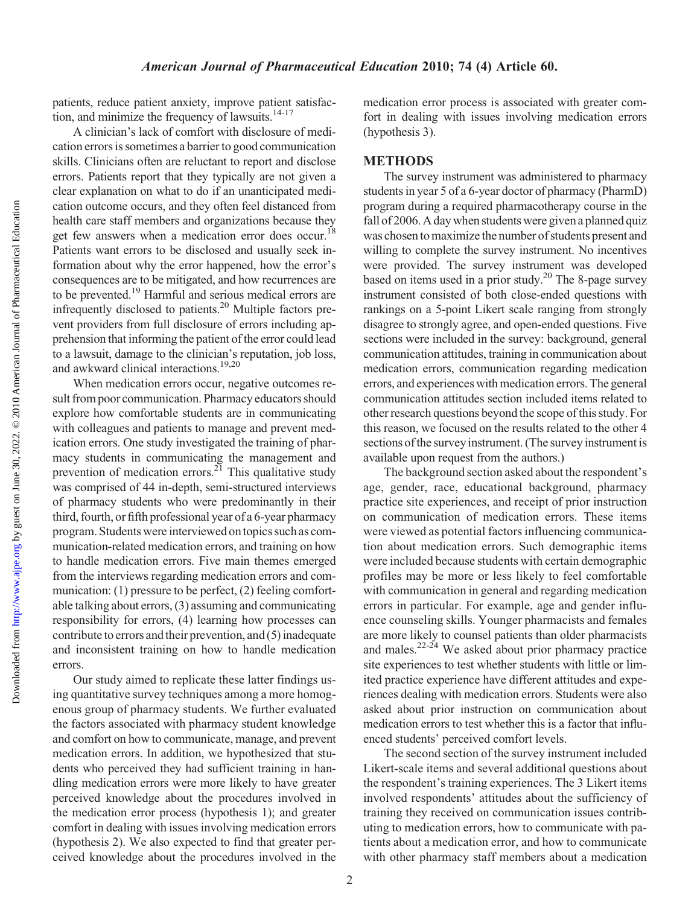patients, reduce patient anxiety, improve patient satisfaction, and minimize the frequency of lawsuits.[14-17]

A clinician's lack of comfort with disclosure of medication errors is sometimes a barrier to good communication skills. Clinicians often are reluctant to report and disclose errors. Patients report that they typically are not given a clear explanation on what to do if an unanticipated medication outcome occurs, and they often feel distanced from health care staff members and organizations because they get few answers when a medication error does occur.[18] Patients want errors to be disclosed and usually seek information about why the error happened, how the error's consequences are to be mitigated, and how recurrences are to be prevented.[19] Harmful and serious medical errors are infrequently disclosed to patients.[20] Multiple factors prevent providers from full disclosure of errors including apprehension that informing the patient of the error could lead to a lawsuit, damage to the clinician's reputation, job loss, and awkward clinical interactions.[19,20]

When medication errors occur, negative outcomes result from poor communication. Pharmacy educators should explore how comfortable students are in communicating with colleagues and patients to manage and prevent medication errors. One study investigated the training of pharmacy students in communicating the management and prevention of medication errors.[21] This qualitative study was comprised of 44 in-depth, semi-structured interviews of pharmacy students who were predominantly in their third, fourth, or fifth professional year of a 6-year pharmacy program. Students were interviewed on topics such as communication-related medication errors, and training on how to handle medication errors. Five main themes emerged from the interviews regarding medication errors and communication: (1) pressure to be perfect, (2) feeling comfortable talking about errors, (3) assuming and communicating responsibility for errors, (4) learning how processes can contribute to errors and their prevention, and (5) inadequate and inconsistent training on how to handle medication errors.

Our study aimed to replicate these latter findings using quantitative survey techniques among a more homogenous group of pharmacy students. We further evaluated the factors associated with pharmacy student knowledge and comfort on how to communicate, manage, and prevent medication errors. In addition, we hypothesized that students who perceived they had sufficient training in handling medication errors were more likely to have greater perceived knowledge about the procedures involved in the medication error process (hypothesis 1); and greater comfort in dealing with issues involving medication errors (hypothesis 2). We also expected to find that greater perceived knowledge about the procedures involved in the medication error process is associated with greater comfort in dealing with issues involving medication errors (hypothesis 3).

## METHODS

The survey instrument was administered to pharmacy students in year 5 of a 6-year doctor of pharmacy (PharmD) program during a required pharmacotherapy course in the fall of 2006. A day when students were given a planned quiz was chosen to maximize the number of students present and willing to complete the survey instrument. No incentives were provided. The survey instrument was developed based on items used in a prior study.[20] The 8-page survey instrument consisted of both close-ended questions with rankings on a 5-point Likert scale ranging from strongly disagree to strongly agree, and open-ended questions. Five sections were included in the survey: background, general communication attitudes, training in communication about medication errors, communication regarding medication errors, and experiences with medication errors. The general communication attitudes section included items related to other research questions beyond the scope of this study. For this reason, we focused on the results related to the other 4 sections of the survey instrument. (The survey instrument is available upon request from the authors.)

The background section asked about the respondent's age, gender, race, educational background, pharmacy practice site experiences, and receipt of prior instruction on communication of medication errors. These items were viewed as potential factors influencing communication about medication errors. Such demographic items were included because students with certain demographic profiles may be more or less likely to feel comfortable with communication in general and regarding medication errors in particular. For example, age and gender influence counseling skills. Younger pharmacists and females are more likely to counsel patients than older pharmacists and males.[22-24] We asked about prior pharmacy practice site experiences to test whether students with little or limited practice experience have different attitudes and experiences dealing with medication errors. Students were also asked about prior instruction on communication about medication errors to test whether this is a factor that influenced students' perceived comfort levels.

The second section of the survey instrument included Likert-scale items and several additional questions about the respondent's training experiences. The 3 Likert items involved respondents' attitudes about the sufficiency of training they received on communication issues contributing to medication errors, how to communicate with patients about a medication error, and how to communicate with other pharmacy staff members about a medication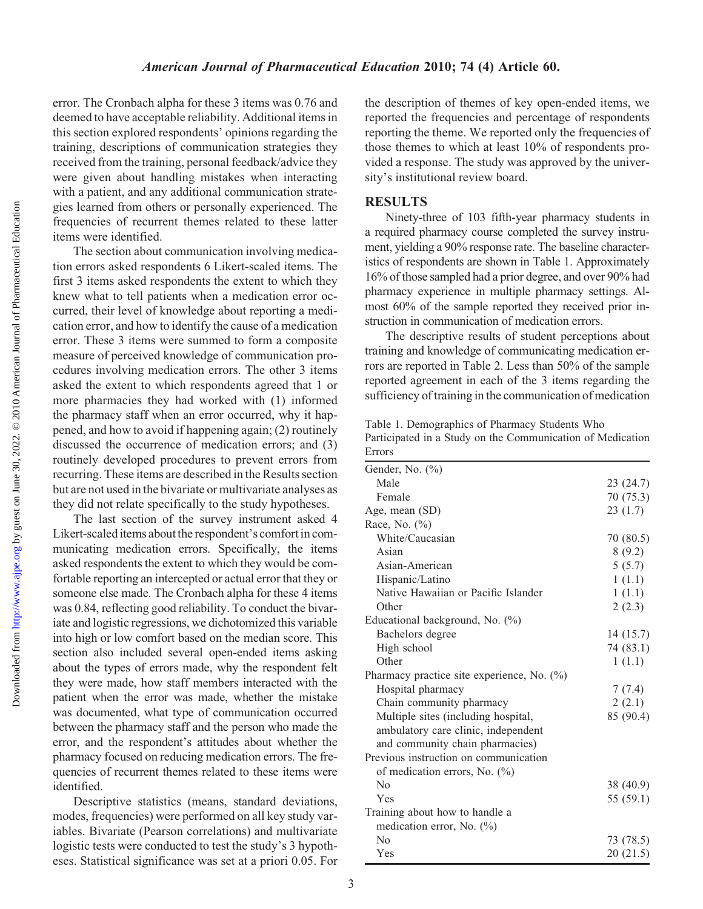error. The Cronbach alpha for these 3 items was 0.76 and deemed to have acceptable reliability. Additional items in this section explored respondents' opinions regarding the training, descriptions of communication strategies they received from the training, personal feedback/advice they were given about handling mistakes when interacting with a patient, and any additional communication strategies learned from others or personally experienced. The frequencies of recurrent themes related to these latter items were identified.

The section about communication involving medication errors asked respondents 6 Likert-scaled items. The first 3 items asked respondents the extent to which they knew what to tell patients when a medication error occurred, their level of knowledge about reporting a medication error, and how to identify the cause of a medication error. These 3 items were summed to form a composite measure of perceived knowledge of communication procedures involving medication errors. The other 3 items asked the extent to which respondents agreed that 1 or more pharmacies they had worked with (1) informed the pharmacy staff when an error occurred, why it happened, and how to avoid if happening again; (2) routinely discussed the occurrence of medication errors; and (3) routinely developed procedures to prevent errors from recurring. These items are described in the Results section but are not used in the bivariate or multivariate analyses as they did not relate specifically to the study hypotheses.

The last section of the survey instrument asked 4 Likert-scaled items about the respondent's comfort in communicating medication errors. Specifically, the items asked respondents the extent to which they would be comfortable reporting an intercepted or actual error that they or someone else made. The Cronbach alpha for these 4 items was 0.84, reflecting good reliability. To conduct the bivariate and logistic regressions, we dichotomized this variable into high or low comfort based on the median score. This section also included several open-ended items asking about the types of errors made, why the respondent felt they were made, how staff members interacted with the patient when the error was made, whether the mistake was documented, what type of communication occurred between the pharmacy staff and the person who made the error, and the respondent's attitudes about whether the pharmacy focused on reducing medication errors. The frequencies of recurrent themes related to these items were identified.

Descriptive statistics (means, standard deviations, modes, frequencies) were performed on all key study variables. Bivariate (Pearson correlations) and multivariate logistic tests were conducted to test the study's 3 hypotheses. Statistical significance was set at a priori 0.05. For the description of themes of key open-ended items, we reported the frequencies and percentage of respondents reporting the theme. We reported only the frequencies of those themes to which at least 10% of respondents provided a response. The study was approved by the university's institutional review board.

## RESULTS

Ninety-three of 103 fifth-year pharmacy students in a required pharmacy course completed the survey instrument, yielding a 90% response rate. The baseline characteristics of respondents are shown in Table 1. Approximately 16% of those sampled had a prior degree, and over 90% had pharmacy experience in multiple pharmacy settings. Almost 60% of the sample reported they received prior instruction in communication of medication errors.

The descriptive results of student perceptions about training and knowledge of communicating medication errors are reported in Table 2. Less than 50% of the sample reported agreement in each of the 3 items regarding the sufficiency of training in the communication of medication

Table 1. Demographics of Pharmacy Students Who Participated in a Study on the Communication of Medication Errors

| | |
|---|---|
| Gender, No. (%) | |
| Male | 23 (24.7) |
| Female | 70 (75.3) |
| Age, mean (SD) | 23 (1.7) |
| Race, No. (%) | |
| White/Caucasian | 70 (80.5) |
| Asian | 8 (9.2) |
| Asian-American | 5 (5.7) |
| Hispanic/Latino | 1 (1.1) |
| Native Hawaiian or Pacific Islander | 1 (1.1) |
| Other | 2 (2.3) |
| Educational background, No. (%) | |
| Bachelors degree | 14 (15.7) |
| High school | 74 (83.1) |
| Other | 1 (1.1) |
| Pharmacy practice site experience, No. (%) | |
| Hospital pharmacy | 7 (7.4) |
| Chain community pharmacy | 2 (2.1) |
| Multiple sites (including hospital, ambulatory care clinic, independent and community chain pharmacies) | 85 (90.4) |
| Previous instruction on communication of medication errors, No. (%) | |
| No | 38 (40.9) |
| Yes | 55 (59.1) |
| Training about how to handle a medication error, No. (%) | |
| No | 73 (78.5) |
| Yes | 20 (21.5) |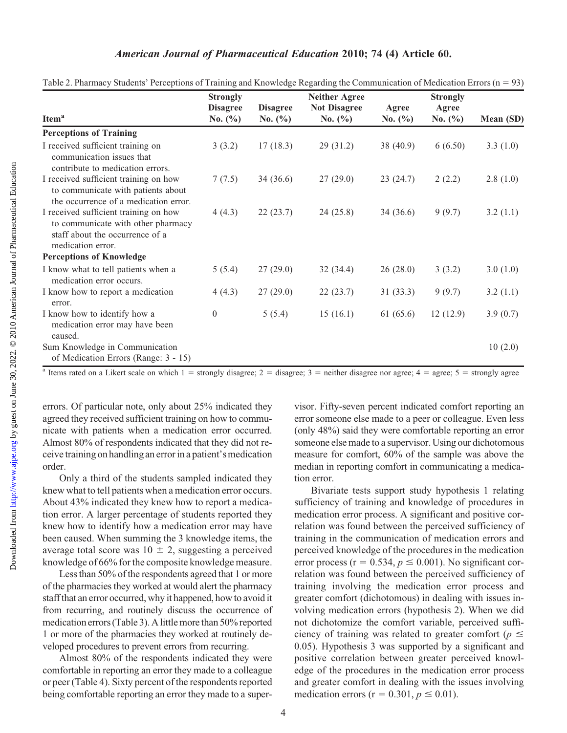Table 2. Pharmacy Students' Perceptions of Training and Knowledge Regarding the Communication of Medication Errors (n = 93)

| Item[a] | Strongly Disagree No. (%) | Disagree No. (%) | Neither Agree Not Disagree No. (%) | Agree No. (%) | Strongly Agree No. (%) | Mean (SD) |
|---|---|---|---|---|---|---|
| **Perceptions of Training** | | | | | | |
| I received sufficient training on communication issues that contribute to medication errors. | 3 (3.2) | 17 (18.3) | 29 (31.2) | 38 (40.9) | 6 (6.50) | 3.3 (1.0) |
| I received sufficient training on how to communicate with patients about the occurrence of a medication error. | 7 (7.5) | 34 (36.6) | 27 (29.0) | 23 (24.7) | 2 (2.2) | 2.8 (1.0) |
| I received sufficient training on how to communicate with other pharmacy staff about the occurrence of a medication error. | 4 (4.3) | 22 (23.7) | 24 (25.8) | 34 (36.6) | 9 (9.7) | 3.2 (1.1) |
| **Perceptions of Knowledge** | | | | | | |
| I know what to tell patients when a medication error occurs. | 5 (5.4) | 27 (29.0) | 32 (34.4) | 26 (28.0) | 3 (3.2) | 3.0 (1.0) |
| I know how to report a medication error. | 4 (4.3) | 27 (29.0) | 22 (23.7) | 31 (33.3) | 9 (9.7) | 3.2 (1.1) |
| I know how to identify how a medication error may have been caused. | 0 | 5 (5.4) | 15 (16.1) | 61 (65.6) | 12 (12.9) | 3.9 (0.7) |
| Sum Knowledge in Communication of Medication Errors (Range: 3 - 15) | | | | | | 10 (2.0) |

[a] Items rated on a Likert scale on which 1 = strongly disagree; 2 = disagree; 3 = neither disagree nor agree; 4 = agree; 5 = strongly agree

errors. Of particular note, only about 25% indicated they agreed they received sufficient training on how to communicate with patients when a medication error occurred. Almost 80% of respondents indicated that they did not receive training on handling an error in a patient's medication order.

Only a third of the students sampled indicated they knew what to tell patients when a medication error occurs. About 43% indicated they knew how to report a medication error. A larger percentage of students reported they knew how to identify how a medication error may have been caused. When summing the 3 knowledge items, the average total score was $10 \pm 2$, suggesting a perceived knowledge of 66% for the composite knowledge measure.

Less than 50% of the respondents agreed that 1 or more of the pharmacies they worked at would alert the pharmacy staff that an error occurred, why it happened, how to avoid it from recurring, and routinely discuss the occurrence of medication errors (Table 3). A little more than 50% reported 1 or more of the pharmacies they worked at routinely developed procedures to prevent errors from recurring.

Almost 80% of the respondents indicated they were comfortable in reporting an error they made to a colleague or peer (Table 4). Sixty percent of the respondents reported being comfortable reporting an error they made to a supervisor. Fifty-seven percent indicated comfort reporting an error someone else made to a peer or colleague. Even less (only 48%) said they were comfortable reporting an error someone else made to a supervisor. Using our dichotomous measure for comfort, 60% of the sample was above the median in reporting comfort in communicating a medication error.

Bivariate tests support study hypothesis 1 relating sufficiency of training and knowledge of procedures in medication error process. A significant and positive correlation was found between the perceived sufficiency of training in the communication of medication errors and perceived knowledge of the procedures in the medication error process ($r = 0.534$, $p \leq 0.001$). No significant correlation was found between the perceived sufficiency of training involving the medication error process and greater comfort (dichotomous) in dealing with issues involving medication errors (hypothesis 2). When we did not dichotomize the comfort variable, perceived sufficiency of training was related to greater comfort ($p \leq 0.05$). Hypothesis 3 was supported by a significant and positive correlation between greater perceived knowledge of the procedures in the medication error process and greater comfort in dealing with the issues involving medication errors ($r = 0.301$, $p \leq 0.01$).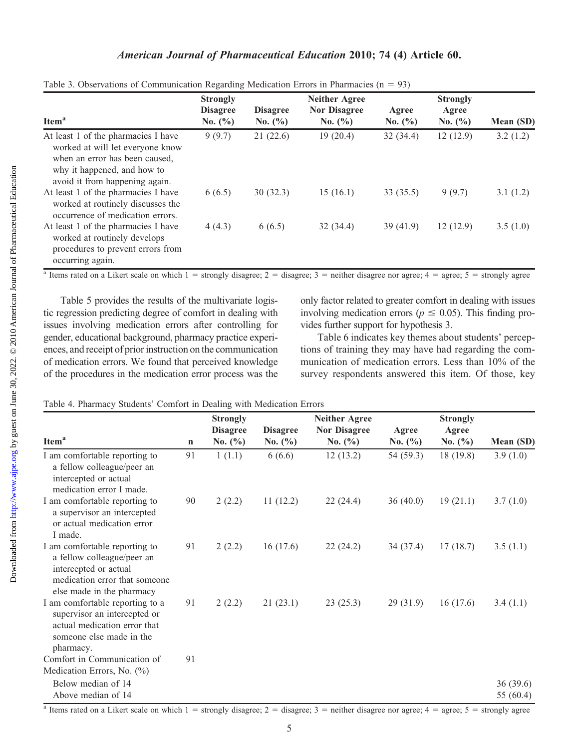Table 3. Observations of Communication Regarding Medication Errors in Pharmacies (n = 93)

| Item[a] | Strongly Disagree No. (%) | Disagree No. (%) | Neither Agree Nor Disagree No. (%) | Agree No. (%) | Strongly Agree No. (%) | Mean (SD) |
|---|---|---|---|---|---|---|
| At least 1 of the pharmacies I have worked at will let everyone know when an error has been caused, why it happened, and how to avoid it from happening again. | 9 (9.7) | 21 (22.6) | 19 (20.4) | 32 (34.4) | 12 (12.9) | 3.2 (1.2) |
| At least 1 of the pharmacies I have worked at routinely discusses the occurrence of medication errors. | 6 (6.5) | 30 (32.3) | 15 (16.1) | 33 (35.5) | 9 (9.7) | 3.1 (1.2) |
| At least 1 of the pharmacies I have worked at routinely develops procedures to prevent errors from occurring again. | 4 (4.3) | 6 (6.5) | 32 (34.4) | 39 (41.9) | 12 (12.9) | 3.5 (1.0) |

[a] Items rated on a Likert scale on which 1 = strongly disagree; 2 = disagree; 3 = neither disagree nor agree; 4 = agree; 5 = strongly agree

Table 5 provides the results of the multivariate logistic regression predicting degree of comfort in dealing with issues involving medication errors after controlling for gender, educational background, pharmacy practice experiences, and receipt of prior instruction on the communication of medication errors. We found that perceived knowledge of the procedures in the medication error process was the only factor related to greater comfort in dealing with issues involving medication errors ($p \leq 0.05$). This finding provides further support for hypothesis 3.

Table 6 indicates key themes about students' perceptions of training they may have had regarding the communication of medication errors. Less than 10% of the survey respondents answered this item. Of those, key

Table 4. Pharmacy Students' Comfort in Dealing with Medication Errors

| Item[a] | n | Strongly Disagree No. (%) | Disagree No. (%) | Neither Agree Nor Disagree No. (%) | Agree No. (%) | Strongly Agree No. (%) | Mean (SD) |
|---|---|---|---|---|---|---|---|
| I am comfortable reporting to a fellow colleague/peer an intercepted or actual medication error I made. | 91 | 1 (1.1) | 6 (6.6) | 12 (13.2) | 54 (59.3) | 18 (19.8) | 3.9 (1.0) |
| I am comfortable reporting to a supervisor an intercepted or actual medication error I made. | 90 | 2 (2.2) | 11 (12.2) | 22 (24.4) | 36 (40.0) | 19 (21.1) | 3.7 (1.0) |
| I am comfortable reporting to a fellow colleague/peer an intercepted or actual medication error that someone else made in the pharmacy | 91 | 2 (2.2) | 16 (17.6) | 22 (24.2) | 34 (37.4) | 17 (18.7) | 3.5 (1.1) |
| I am comfortable reporting to a supervisor an intercepted or actual medication error that someone else made in the pharmacy. | 91 | 2 (2.2) | 21 (23.1) | 23 (25.3) | 29 (31.9) | 16 (17.6) | 3.4 (1.1) |
| Comfort in Communication of Medication Errors, No. (%) | 91 | | | | | | |
| Below median of 14 | | | | | | | 36 (39.6) |
| Above median of 14 | | | | | | | 55 (60.4) |

[a] Items rated on a Likert scale on which 1 = strongly disagree; 2 = disagree; 3 = neither disagree nor agree; 4 = agree; 5 = strongly agree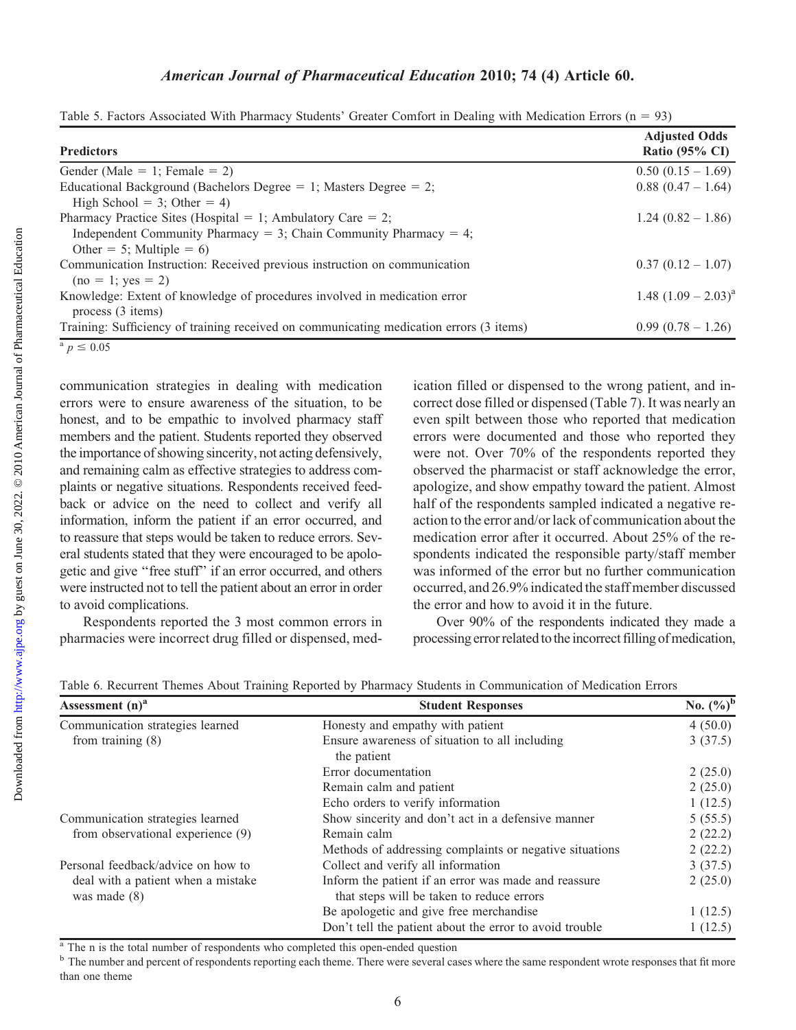Table 5. Factors Associated With Pharmacy Students' Greater Comfort in Dealing with Medication Errors ($n = 93$)

| Predictors | Adjusted Odds Ratio (95% CI) |
| --- | --- |
| Gender (Male = 1; Female = 2) | 0.50 (0.15 – 1.69) |
| Educational Background (Bachelors Degree = 1; Masters Degree = 2; High School = 3; Other = 4) | 0.88 (0.47 – 1.64) |
| Pharmacy Practice Sites (Hospital = 1; Ambulatory Care = 2; Independent Community Pharmacy = 3; Chain Community Pharmacy = 4; Other = 5; Multiple = 6) | 1.24 (0.82 – 1.86) |
| Communication Instruction: Received previous instruction on communication (no = 1; yes = 2) | 0.37 (0.12 – 1.07) |
| Knowledge: Extent of knowledge of procedures involved in medication error process (3 items) | 1.48 (1.09 – 2.03)[a] |
| Training: Sufficiency of training received on communicating medication errors (3 items) | 0.99 (0.78 – 1.26) |

[a] $p \leq 0.05$

communication strategies in dealing with medication errors were to ensure awareness of the situation, to be honest, and to be empathic to involved pharmacy staff members and the patient. Students reported they observed the importance of showing sincerity, not acting defensively, and remaining calm as effective strategies to address complaints or negative situations. Respondents received feedback or advice on the need to collect and verify all information, inform the patient if an error occurred, and to reassure that steps would be taken to reduce errors. Several students stated that they were encouraged to be apologetic and give "free stuff" if an error occurred, and others were instructed not to tell the patient about an error in order to avoid complications.

Respondents reported the 3 most common errors in pharmacies were incorrect drug filled or dispensed, medication filled or dispensed to the wrong patient, and incorrect dose filled or dispensed (Table 7). It was nearly an even spilt between those who reported that medication errors were documented and those who reported they were not. Over 70% of the respondents reported they observed the pharmacist or staff acknowledge the error, apologize, and show empathy toward the patient. Almost half of the respondents sampled indicated a negative reaction to the error and/or lack of communication about the medication error after it occurred. About 25% of the respondents indicated the responsible party/staff member was informed of the error but no further communication occurred, and 26.9% indicated the staff member discussed the error and how to avoid it in the future.

Over 90% of the respondents indicated they made a processing error related to the incorrect filling of medication,

Table 6. Recurrent Themes About Training Reported by Pharmacy Students in Communication of Medication Errors

| Assessment (n)[a] | Student Responses | No. (%)[b] |
| --- | --- | --- |
| Communication strategies learned from training (8) | Honesty and empathy with patient | 4 (50.0) |
| | Ensure awareness of situation to all including the patient | 3 (37.5) |
| | Error documentation | 2 (25.0) |
| | Remain calm and patient | 2 (25.0) |
| | Echo orders to verify information | 1 (12.5) |
| Communication strategies learned from observational experience (9) | Show sincerity and don't act in a defensive manner | 5 (55.5) |
| | Remain calm | 2 (22.2) |
| | Methods of addressing complaints or negative situations | 2 (22.2) |
| Personal feedback/advice on how to deal with a patient when a mistake was made (8) | Collect and verify all information | 3 (37.5) |
| | Inform the patient if an error was made and reassure that steps will be taken to reduce errors | 2 (25.0) |
| | Be apologetic and give free merchandise | 1 (12.5) |
| | Don't tell the patient about the error to avoid trouble | 1 (12.5) |

[a] The n is the total number of respondents who completed this open-ended question

[b] The number and percent of respondents reporting each theme. There were several cases where the same respondent wrote responses that fit more than one theme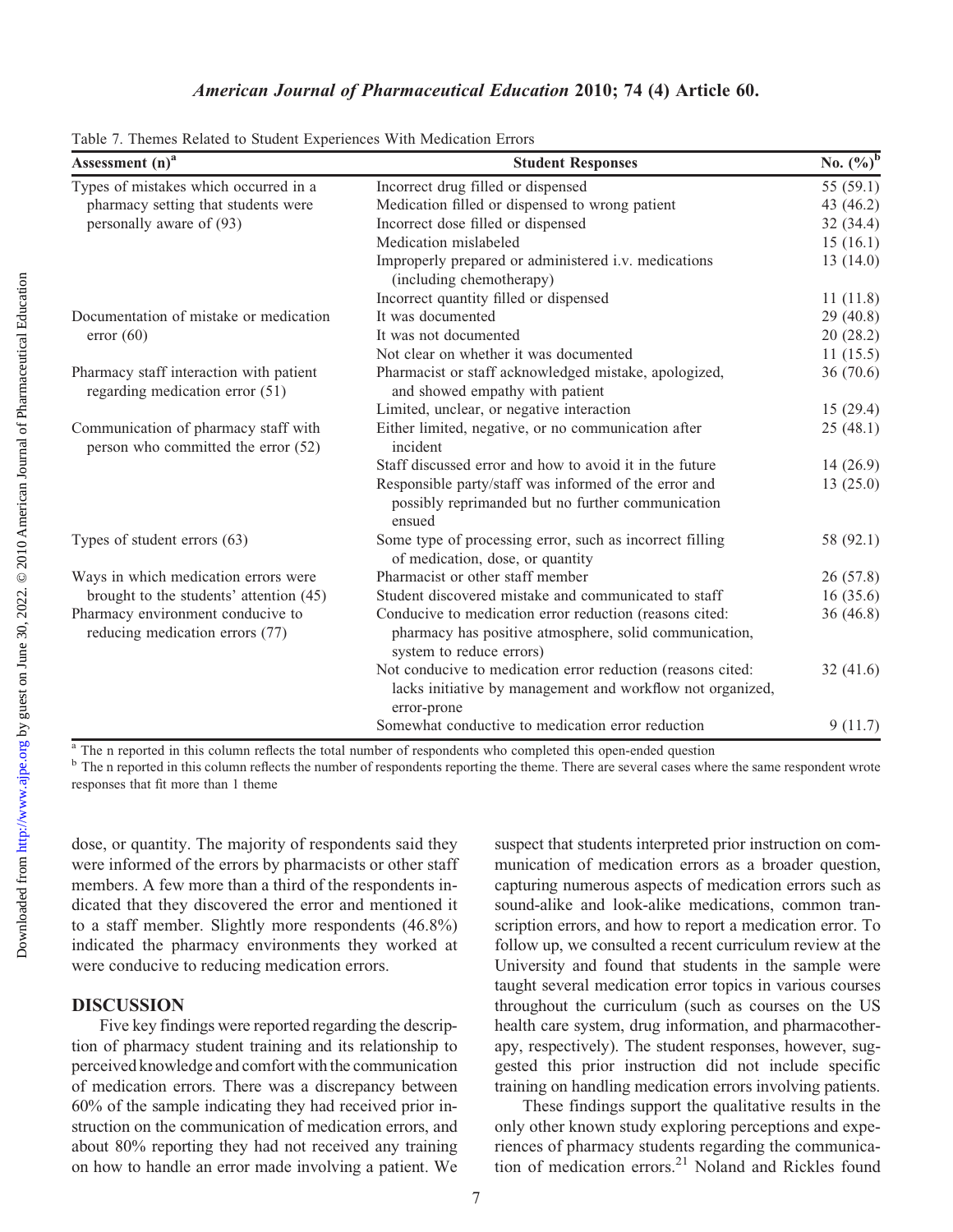Table 7. Themes Related to Student Experiences With Medication Errors

| Assessment (n)[a] | Student Responses | No. (%)[b] |
|---|---|---|
| Types of mistakes which occurred in a pharmacy setting that students were personally aware of (93) | Incorrect drug filled or dispensed | 55 (59.1) |
| | Medication filled or dispensed to wrong patient | 43 (46.2) |
| | Incorrect dose filled or dispensed | 32 (34.4) |
| | Medication mislabeled | 15 (16.1) |
| | Improperly prepared or administered i.v. medications (including chemotherapy) | 13 (14.0) |
| | Incorrect quantity filled or dispensed | 11 (11.8) |
| Documentation of mistake or medication error (60) | It was documented | 29 (40.8) |
| | It was not documented | 20 (28.2) |
| | Not clear on whether it was documented | 11 (15.5) |
| Pharmacy staff interaction with patient regarding medication error (51) | Pharmacist or staff acknowledged mistake, apologized, and showed empathy with patient | 36 (70.6) |
| | Limited, unclear, or negative interaction | 15 (29.4) |
| Communication of pharmacy staff with person who committed the error (52) | Either limited, negative, or no communication after incident | 25 (48.1) |
| | Staff discussed error and how to avoid it in the future | 14 (26.9) |
| | Responsible party/staff was informed of the error and possibly reprimanded but no further communication ensued | 13 (25.0) |
| Types of student errors (63) | Some type of processing error, such as incorrect filling of medication, dose, or quantity | 58 (92.1) |
| Ways in which medication errors were brought to the students' attention (45) | Pharmacist or other staff member | 26 (57.8) |
| | Student discovered mistake and communicated to staff | 16 (35.6) |
| Pharmacy environment conducive to reducing medication errors (77) | Conducive to medication error reduction (reasons cited: pharmacy has positive atmosphere, solid communication, system to reduce errors) | 36 (46.8) |
| | Not conducive to medication error reduction (reasons cited: lacks initiative by management and workflow not organized, error-prone | 32 (41.6) |
| | Somewhat conductive to medication error reduction | 9 (11.7) |

[a] The n reported in this column reflects the total number of respondents who completed this open-ended question

[b] The n reported in this column reflects the number of respondents reporting the theme. There are several cases where the same respondent wrote responses that fit more than 1 theme

dose, or quantity. The majority of respondents said they were informed of the errors by pharmacists or other staff members. A few more than a third of the respondents indicated that they discovered the error and mentioned it to a staff member. Slightly more respondents (46.8%) indicated the pharmacy environments they worked at were conducive to reducing medication errors.

## DISCUSSION

Five key findings were reported regarding the description of pharmacy student training and its relationship to perceived knowledge and comfort with the communication of medication errors. There was a discrepancy between 60% of the sample indicating they had received prior instruction on the communication of medication errors, and about 80% reporting they had not received any training on how to handle an error made involving a patient. We suspect that students interpreted prior instruction on communication of medication errors as a broader question, capturing numerous aspects of medication errors such as sound-alike and look-alike medications, common transcription errors, and how to report a medication error. To follow up, we consulted a recent curriculum review at the University and found that students in the sample were taught several medication error topics in various courses throughout the curriculum (such as courses on the US health care system, drug information, and pharmacotherapy, respectively). The student responses, however, suggested this prior instruction did not include specific training on handling medication errors involving patients.

These findings support the qualitative results in the only other known study exploring perceptions and experiences of pharmacy students regarding the communication of medication errors.[21] Noland and Rickles found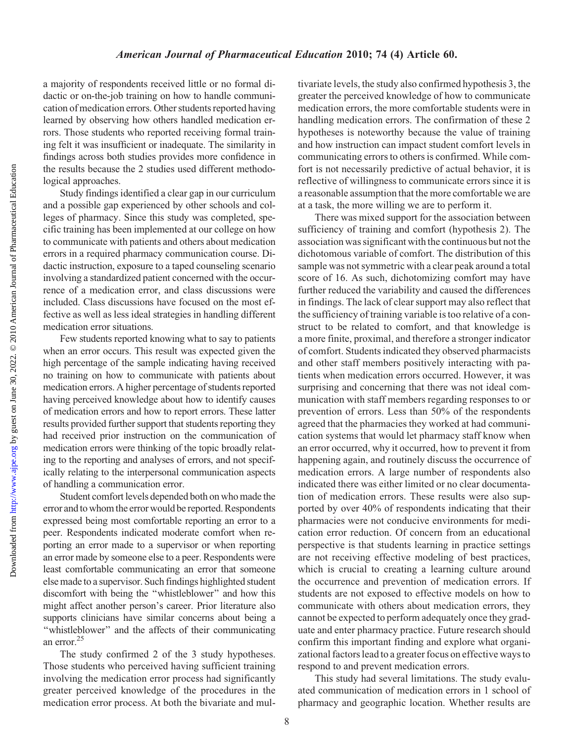a majority of respondents received little or no formal didactic or on-the-job training on how to handle communication of medication errors. Other students reported having learned by observing how others handled medication errors. Those students who reported receiving formal training felt it was insufficient or inadequate. The similarity in findings across both studies provides more confidence in the results because the 2 studies used different methodological approaches.

Study findings identified a clear gap in our curriculum and a possible gap experienced by other schools and colleges of pharmacy. Since this study was completed, specific training has been implemented at our college on how to communicate with patients and others about medication errors in a required pharmacy communication course. Didactic instruction, exposure to a taped counseling scenario involving a standardized patient concerned with the occurrence of a medication error, and class discussions were included. Class discussions have focused on the most effective as well as less ideal strategies in handling different medication error situations.

Few students reported knowing what to say to patients when an error occurs. This result was expected given the high percentage of the sample indicating having received no training on how to communicate with patients about medication errors. A higher percentage of students reported having perceived knowledge about how to identify causes of medication errors and how to report errors. These latter results provided further support that students reporting they had received prior instruction on the communication of medication errors were thinking of the topic broadly relating to the reporting and analyses of errors, and not specifically relating to the interpersonal communication aspects of handling a communication error.

Student comfort levels depended both on who made the error and to whom the error would be reported. Respondents expressed being most comfortable reporting an error to a peer. Respondents indicated moderate comfort when reporting an error made to a supervisor or when reporting an error made by someone else to a peer. Respondents were least comfortable communicating an error that someone else made to a supervisor. Such findings highlighted student discomfort with being the "whistleblower" and how this might affect another person's career. Prior literature also supports clinicians have similar concerns about being a "whistleblower" and the affects of their communicating an error.[25]

The study confirmed 2 of the 3 study hypotheses. Those students who perceived having sufficient training involving the medication error process had significantly greater perceived knowledge of the procedures in the medication error process. At both the bivariate and multivariate levels, the study also confirmed hypothesis 3, the greater the perceived knowledge of how to communicate medication errors, the more comfortable students were in handling medication errors. The confirmation of these 2 hypotheses is noteworthy because the value of training and how instruction can impact student comfort levels in communicating errors to others is confirmed. While comfort is not necessarily predictive of actual behavior, it is reflective of willingness to communicate errors since it is a reasonable assumption that the more comfortable we are at a task, the more willing we are to perform it.

There was mixed support for the association between sufficiency of training and comfort (hypothesis 2). The association was significant with the continuous but not the dichotomous variable of comfort. The distribution of this sample was not symmetric with a clear peak around a total score of 16. As such, dichotomizing comfort may have further reduced the variability and caused the differences in findings. The lack of clear support may also reflect that the sufficiency of training variable is too relative of a construct to be related to comfort, and that knowledge is a more finite, proximal, and therefore a stronger indicator of comfort. Students indicated they observed pharmacists and other staff members positively interacting with patients when medication errors occurred. However, it was surprising and concerning that there was not ideal communication with staff members regarding responses to or prevention of errors. Less than 50% of the respondents agreed that the pharmacies they worked at had communication systems that would let pharmacy staff know when an error occurred, why it occurred, how to prevent it from happening again, and routinely discuss the occurrence of medication errors. A large number of respondents also indicated there was either limited or no clear documentation of medication errors. These results were also supported by over 40% of respondents indicating that their pharmacies were not conducive environments for medication error reduction. Of concern from an educational perspective is that students learning in practice settings are not receiving effective modeling of best practices, which is crucial to creating a learning culture around the occurrence and prevention of medication errors. If students are not exposed to effective models on how to communicate with others about medication errors, they cannot be expected to perform adequately once they graduate and enter pharmacy practice. Future research should confirm this important finding and explore what organizational factors lead to a greater focus on effective ways to respond to and prevent medication errors.

This study had several limitations. The study evaluated communication of medication errors in 1 school of pharmacy and geographic location. Whether results are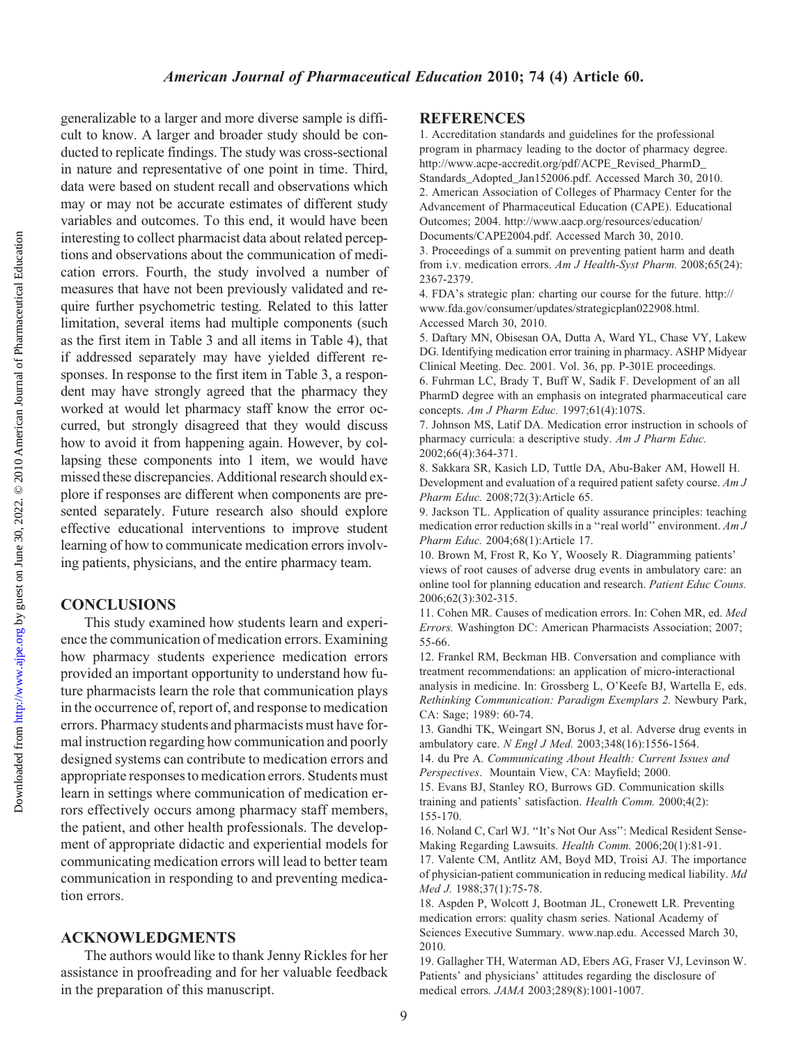generalizable to a larger and more diverse sample is difficult to know. A larger and broader study should be conducted to replicate findings. The study was cross-sectional in nature and representative of one point in time. Third, data were based on student recall and observations which may or may not be accurate estimates of different study variables and outcomes. To this end, it would have been interesting to collect pharmacist data about related perceptions and observations about the communication of medication errors. Fourth, the study involved a number of measures that have not been previously validated and require further psychometric testing. Related to this latter limitation, several items had multiple components (such as the first item in Table 3 and all items in Table 4), that if addressed separately may have yielded different responses. In response to the first item in Table 3, a respondent may have strongly agreed that the pharmacy they worked at would let pharmacy staff know the error occurred, but strongly disagreed that they would discuss how to avoid it from happening again. However, by collapsing these components into 1 item, we would have missed these discrepancies. Additional research should explore if responses are different when components are presented separately. Future research also should explore effective educational interventions to improve student learning of how to communicate medication errors involving patients, physicians, and the entire pharmacy team.

## CONCLUSIONS

This study examined how students learn and experience the communication of medication errors. Examining how pharmacy students experience medication errors provided an important opportunity to understand how future pharmacists learn the role that communication plays in the occurrence of, report of, and response to medication errors. Pharmacy students and pharmacists must have formal instruction regarding how communication and poorly designed systems can contribute to medication errors and appropriate responses to medication errors. Students must learn in settings where communication of medication errors effectively occurs among pharmacy staff members, the patient, and other health professionals. The development of appropriate didactic and experiential models for communicating medication errors will lead to better team communication in responding to and preventing medication errors.

## ACKNOWLEDGMENTS

The authors would like to thank Jenny Rickles for her assistance in proofreading and for her valuable feedback in the preparation of this manuscript.

## REFERENCES

1. Accreditation standards and guidelines for the professional program in pharmacy leading to the doctor of pharmacy degree. http://www.acpe-accredit.org/pdf/ACPE_Revised_PharmD_Standards_Adopted_Jan152006.pdf. Accessed March 30, 2010.
2. American Association of Colleges of Pharmacy Center for the Advancement of Pharmaceutical Education (CAPE). Educational Outcomes; 2004. http://www.aacp.org/resources/education/Documents/CAPE2004.pdf. Accessed March 30, 2010.
3. Proceedings of a summit on preventing patient harm and death from i.v. medication errors. *Am J Health-Syst Pharm.* 2008;65(24): 2367-2379.
4. FDA's strategic plan: charting our course for the future. http://www.fda.gov/consumer/updates/strategicplan022908.html. Accessed March 30, 2010.
5. Daftary MN, Obisesan OA, Dutta A, Ward YL, Chase VY, Lakew DG. Identifying medication error training in pharmacy. ASHP Midyear Clinical Meeting. Dec. 2001. Vol. 36, pp. P-301E proceedings.
6. Fuhrman LC, Brady T, Buff W, Sadik F. Development of an all PharmD degree with an emphasis on integrated pharmaceutical care concepts. *Am J Pharm Educ.* 1997;61(4):107S.
7. Johnson MS, Latif DA. Medication error instruction in schools of pharmacy curricula: a descriptive study. *Am J Pharm Educ.* 2002;66(4):364-371.
8. Sakkara SR, Kasich LD, Tuttle DA, Abu-Baker AM, Howell H. Development and evaluation of a required patient safety course. *Am J Pharm Educ.* 2008;72(3):Article 65.
9. Jackson TL. Application of quality assurance principles: teaching medication error reduction skills in a "real world" environment. *Am J Pharm Educ.* 2004;68(1):Article 17.
10. Brown M, Frost R, Ko Y, Woosely R. Diagramming patients' views of root causes of adverse drug events in ambulatory care: an online tool for planning education and research. *Patient Educ Couns.* 2006;62(3):302-315.
11. Cohen MR. Causes of medication errors. In: Cohen MR, ed. *Med Errors.* Washington DC: American Pharmacists Association; 2007; 55-66.
12. Frankel RM, Beckman HB. Conversation and compliance with treatment recommendations: an application of micro-interactional analysis in medicine. In: Grossberg L, O'Keefe BJ, Wartella E, eds. *Rethinking Communication: Paradigm Exemplars 2.* Newbury Park, CA: Sage; 1989: 60-74.
13. Gandhi TK, Weingart SN, Borus J, et al. Adverse drug events in ambulatory care. *N Engl J Med.* 2003;348(16):1556-1564.
14. du Pre A. *Communicating About Health: Current Issues and Perspectives*. Mountain View, CA: Mayfield; 2000.
15. Evans BJ, Stanley RO, Burrows GD. Communication skills training and patients' satisfaction. *Health Comm.* 2000;4(2): 155-170.
16. Noland C, Carl WJ. "It's Not Our Ass": Medical Resident Sense-Making Regarding Lawsuits. *Health Comm.* 2006;20(1):81-91.
17. Valente CM, Antlitz AM, Boyd MD, Troisi AJ. The importance of physician-patient communication in reducing medical liability. *Md Med J.* 1988;37(1):75-78.
18. Aspden P, Wolcott J, Bootman JL, Cronewett LR. Preventing medication errors: quality chasm series. National Academy of Sciences Executive Summary. www.nap.edu. Accessed March 30, 2010.
19. Gallagher TH, Waterman AD, Ebers AG, Fraser VJ, Levinson W. Patients' and physicians' attitudes regarding the disclosure of medical errors. *JAMA* 2003;289(8):1001-1007.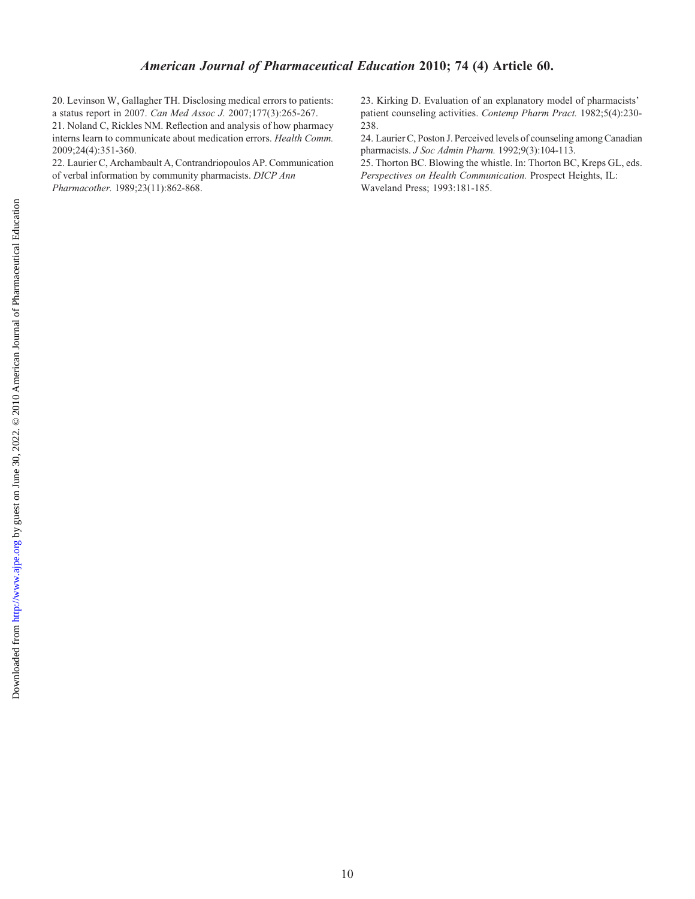20. Levinson W, Gallagher TH. Disclosing medical errors to patients: a status report in 2007. *Can Med Assoc J.* 2007;177(3):265-267.

21. Noland C, Rickles NM. Reflection and analysis of how pharmacy interns learn to communicate about medication errors. *Health Comm.* 2009;24(4):351-360.

22. Laurier C, Archambault A, Contrandriopoulos AP. Communication of verbal information by community pharmacists. *DICP Ann Pharmacother.* 1989;23(11):862-868.

23. Kirking D. Evaluation of an explanatory model of pharmacists' patient counseling activities. *Contemp Pharm Pract.* 1982;5(4):230-238.

24. Laurier C, Poston J. Perceived levels of counseling among Canadian pharmacists. *J Soc Admin Pharm.* 1992;9(3):104-113.

25. Thorton BC. Blowing the whistle. In: Thorton BC, Kreps GL, eds. *Perspectives on Health Communication.* Prospect Heights, IL: Waveland Press; 1993:181-185.